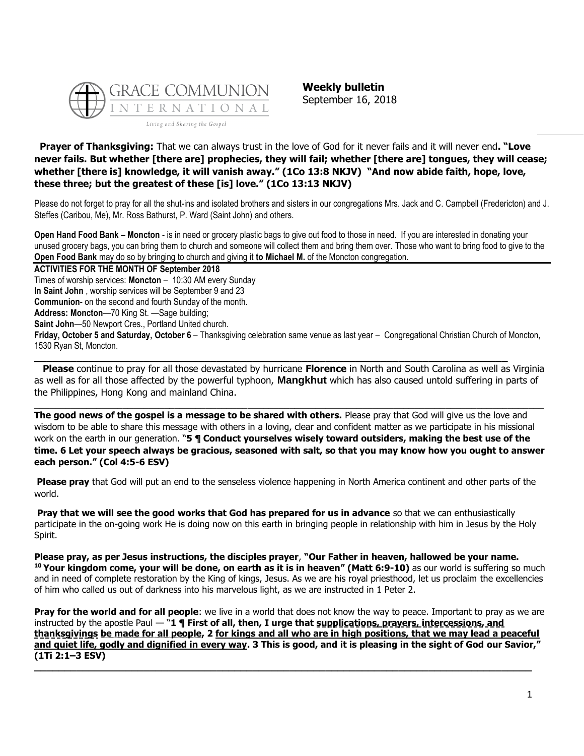GRACE COMMUNION INTERNATIONAL

Living and Sharing the Gospel

**Weekly bulletin**
September 16, 2018

**Prayer of Thanksgiving:** That we can always trust in the love of God for it never fails and it will never end**. "Love never fails. But whether [there are] prophecies, they will fail; whether [there are] tongues, they will cease; whether [there is] knowledge, it will vanish away." (1Co 13:8 NKJV) "And now abide faith, hope, love, these three; but the greatest of these [is] love." (1Co 13:13 NKJV)**

Please do not forget to pray for all the shut-ins and isolated brothers and sisters in our congregations Mrs. Jack and C. Campbell (Fredericton) and J. Steffes (Caribou, Me), Mr. Ross Bathurst, P. Ward (Saint John) and others.

**Open Hand Food Bank – Moncton** - is in need or grocery plastic bags to give out food to those in need. If you are interested in donating your unused grocery bags, you can bring them to church and someone will collect them and bring them over. Those who want to bring food to give to the **Open Food Bank** may do so by bringing to church and giving it **to Michael M.** of the Moncton congregation.

**ACTIVITIES FOR THE MONTH OF September 2018**

Times of worship services: **Moncton** – 10:30 AM every Sunday

**In Saint John** , worship services will be September 9 and 23

**Communion**- on the second and fourth Sunday of the month.

**Address: Moncton**—70 King St. —Sage building;

**Saint John**—50 Newport Cres., Portland United church.

**Friday, October 5 and Saturday, October 6** – Thanksgiving celebration same venue as last year – Congregational Christian Church of Moncton, 1530 Ryan St, Moncton.

---

**Please** continue to pray for all those devastated by hurricane **Florence** in North and South Carolina as well as Virginia as well as for all those affected by the powerful typhoon, **Mangkhut** which has also caused untold suffering in parts of the Philippines, Hong Kong and mainland China.

---

**The good news of the gospel is a message to be shared with others.** Please pray that God will give us the love and wisdom to be able to share this message with others in a loving, clear and confident matter as we participate in his missional work on the earth in our generation. "**5 ¶ Conduct yourselves wisely toward outsiders, making the best use of the time. 6 Let your speech always be gracious, seasoned with salt, so that you may know how you ought to answer each person." (Col 4:5-6 ESV)**

**Please pray** that God will put an end to the senseless violence happening in North America continent and other parts of the world.

**Pray that we will see the good works that God has prepared for us in advance** so that we can enthusiastically participate in the on-going work He is doing now on this earth in bringing people in relationship with him in Jesus by the Holy Spirit.

**Please pray, as per Jesus instructions, the disciples prayer**, **"Our Father in heaven, hallowed be your name. 10 Your kingdom come, your will be done, on earth as it is in heaven" (Matt 6:9-10)** as our world is suffering so much and in need of complete restoration by the King of kings, Jesus. As we are his royal priesthood, let us proclaim the excellencies of him who called us out of darkness into his marvelous light, as we are instructed in 1 Peter 2.

**Pray for the world and for all people**: we live in a world that does not know the way to peace. Important to pray as we are instructed by the apostle Paul — "**1 ¶ First of all, then, I urge that supplications, prayers, intercessions, and thanksgivings be made for all people, 2 for kings and all who are in high positions, that we may lead a peaceful and quiet life, godly and dignified in every way. 3 This is good, and it is pleasing in the sight of God our Savior," (1Ti 2:1–3 ESV)**

---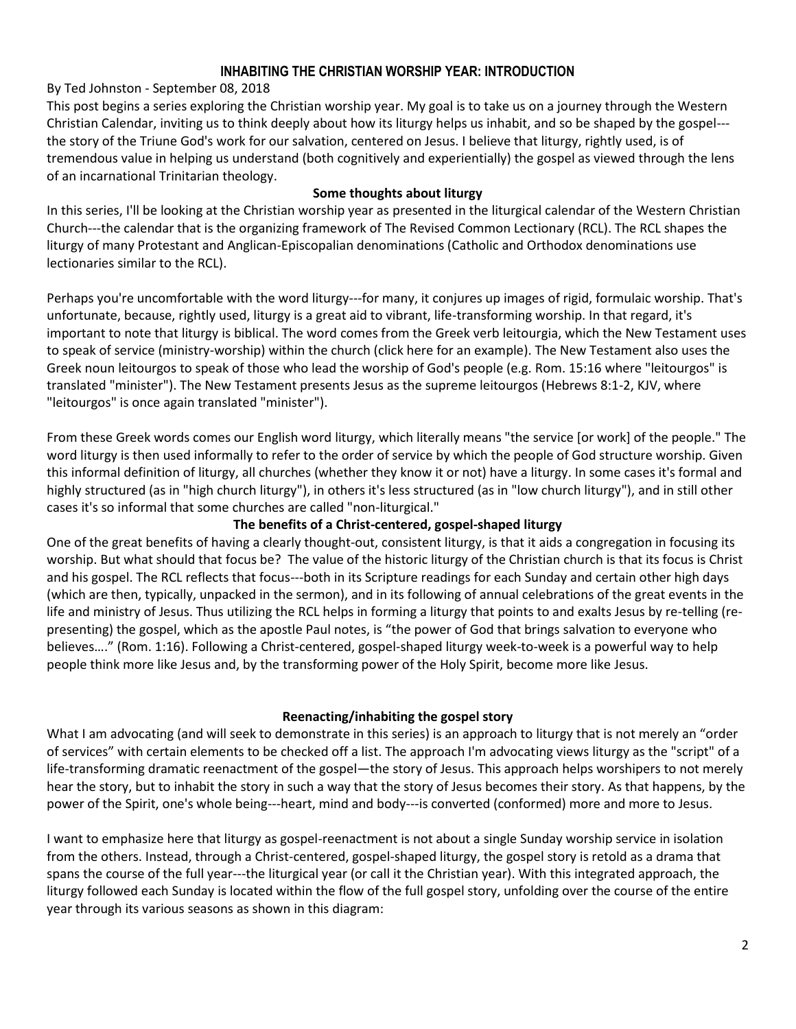## INHABITING THE CHRISTIAN WORSHIP YEAR: INTRODUCTION

By Ted Johnston - September 08, 2018

This post begins a series exploring the Christian worship year. My goal is to take us on a journey through the Western Christian Calendar, inviting us to think deeply about how its liturgy helps us inhabit, and so be shaped by the gospel---the story of the Triune God's work for our salvation, centered on Jesus. I believe that liturgy, rightly used, is of tremendous value in helping us understand (both cognitively and experientially) the gospel as viewed through the lens of an incarnational Trinitarian theology.

**Some thoughts about liturgy**

In this series, I'll be looking at the Christian worship year as presented in the liturgical calendar of the Western Christian Church---the calendar that is the organizing framework of The Revised Common Lectionary (RCL). The RCL shapes the liturgy of many Protestant and Anglican-Episcopalian denominations (Catholic and Orthodox denominations use lectionaries similar to the RCL).

Perhaps you're uncomfortable with the word liturgy---for many, it conjures up images of rigid, formulaic worship. That's unfortunate, because, rightly used, liturgy is a great aid to vibrant, life-transforming worship. In that regard, it's important to note that liturgy is biblical. The word comes from the Greek verb leitourgia, which the New Testament uses to speak of service (ministry-worship) within the church (click here for an example). The New Testament also uses the Greek noun leitourgos to speak of those who lead the worship of God's people (e.g. Rom. 15:16 where "leitourgos" is translated "minister"). The New Testament presents Jesus as the supreme leitourgos (Hebrews 8:1-2, KJV, where "leitourgos" is once again translated "minister").

From these Greek words comes our English word liturgy, which literally means "the service [or work] of the people." The word liturgy is then used informally to refer to the order of service by which the people of God structure worship. Given this informal definition of liturgy, all churches (whether they know it or not) have a liturgy. In some cases it's formal and highly structured (as in "high church liturgy"), in others it's less structured (as in "low church liturgy"), and in still other cases it's so informal that some churches are called "non-liturgical."

**The benefits of a Christ-centered, gospel-shaped liturgy**

One of the great benefits of having a clearly thought-out, consistent liturgy, is that it aids a congregation in focusing its worship. But what should that focus be? The value of the historic liturgy of the Christian church is that its focus is Christ and his gospel. The RCL reflects that focus---both in its Scripture readings for each Sunday and certain other high days (which are then, typically, unpacked in the sermon), and in its following of annual celebrations of the great events in the life and ministry of Jesus. Thus utilizing the RCL helps in forming a liturgy that points to and exalts Jesus by re-telling (re-presenting) the gospel, which as the apostle Paul notes, is "the power of God that brings salvation to everyone who believes…." (Rom. 1:16). Following a Christ-centered, gospel-shaped liturgy week-to-week is a powerful way to help people think more like Jesus and, by the transforming power of the Holy Spirit, become more like Jesus.

**Reenacting/inhabiting the gospel story**

What I am advocating (and will seek to demonstrate in this series) is an approach to liturgy that is not merely an "order of services" with certain elements to be checked off a list. The approach I'm advocating views liturgy as the "script" of a life-transforming dramatic reenactment of the gospel—the story of Jesus. This approach helps worshipers to not merely hear the story, but to inhabit the story in such a way that the story of Jesus becomes their story. As that happens, by the power of the Spirit, one's whole being---heart, mind and body---is converted (conformed) more and more to Jesus.

I want to emphasize here that liturgy as gospel-reenactment is not about a single Sunday worship service in isolation from the others. Instead, through a Christ-centered, gospel-shaped liturgy, the gospel story is retold as a drama that spans the course of the full year---the liturgical year (or call it the Christian year). With this integrated approach, the liturgy followed each Sunday is located within the flow of the full gospel story, unfolding over the course of the entire year through its various seasons as shown in this diagram: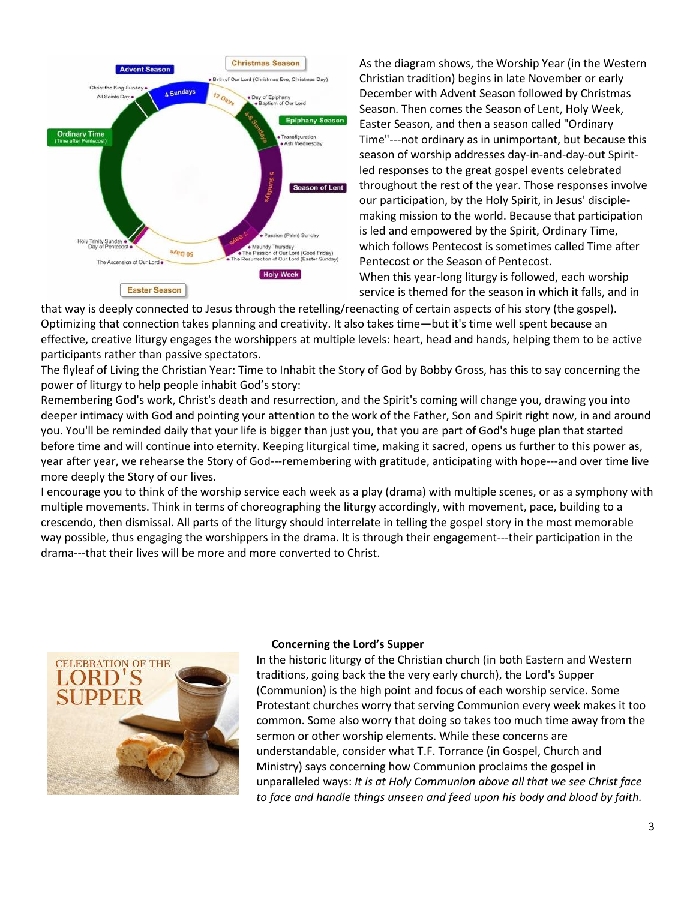As the diagram shows, the Worship Year (in the Western Christian tradition) begins in late November or early December with Advent Season followed by Christmas Season. Then comes the Season of Lent, Holy Week, Easter Season, and then a season called "Ordinary Time"---not ordinary as in unimportant, but because this season of worship addresses day-in-and-day-out Spirit-led responses to the great gospel events celebrated throughout the rest of the year. Those responses involve our participation, by the Holy Spirit, in Jesus' disciple-making mission to the world. Because that participation is led and empowered by the Spirit, Ordinary Time, which follows Pentecost is sometimes called Time after Pentecost or the Season of Pentecost.

When this year-long liturgy is followed, each worship service is themed for the season in which it falls, and in that way is deeply connected to Jesus through the retelling/reenacting of certain aspects of his story (the gospel). Optimizing that connection takes planning and creativity. It also takes time—but it's time well spent because an effective, creative liturgy engages the worshippers at multiple levels: heart, head and hands, helping them to be active participants rather than passive spectators.

The flyleaf of Living the Christian Year: Time to Inhabit the Story of God by Bobby Gross, has this to say concerning the power of liturgy to help people inhabit God's story:

Remembering God's work, Christ's death and resurrection, and the Spirit's coming will change you, drawing you into deeper intimacy with God and pointing your attention to the work of the Father, Son and Spirit right now, in and around you. You'll be reminded daily that your life is bigger than just you, that you are part of God's huge plan that started before time and will continue into eternity. Keeping liturgical time, making it sacred, opens us further to this power as, year after year, we rehearse the Story of God---remembering with gratitude, anticipating with hope---and over time live more deeply the Story of our lives.

I encourage you to think of the worship service each week as a play (drama) with multiple scenes, or as a symphony with multiple movements. Think in terms of choreographing the liturgy accordingly, with movement, pace, building to a crescendo, then dismissal. All parts of the liturgy should interrelate in telling the gospel story in the most memorable way possible, thus engaging the worshippers in the drama. It is through their engagement---their participation in the drama---that their lives will be more and more converted to Christ.

**Concerning the Lord's Supper**

In the historic liturgy of the Christian church (in both Eastern and Western traditions, going back the the very early church), the Lord's Supper (Communion) is the high point and focus of each worship service. Some Protestant churches worry that serving Communion every week makes it too common. Some also worry that doing so takes too much time away from the sermon or other worship elements. While these concerns are understandable, consider what T.F. Torrance (in Gospel, Church and Ministry) says concerning how Communion proclaims the gospel in unparalleled ways: *It is at Holy Communion above all that we see Christ face to face and handle things unseen and feed upon his body and blood by faith.*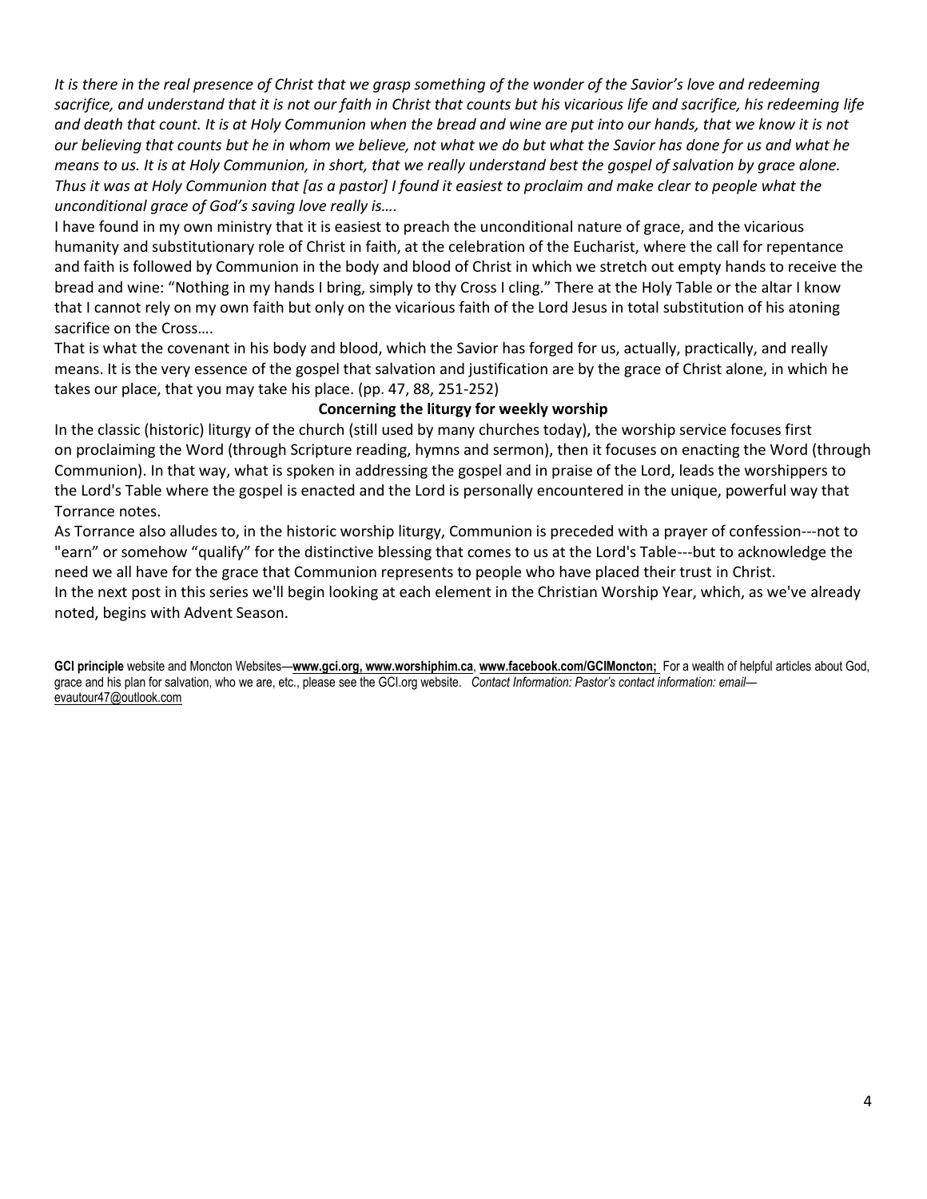*It is there in the real presence of Christ that we grasp something of the wonder of the Savior's love and redeeming sacrifice, and understand that it is not our faith in Christ that counts but his vicarious life and sacrifice, his redeeming life and death that count. It is at Holy Communion when the bread and wine are put into our hands, that we know it is not our believing that counts but he in whom we believe, not what we do but what the Savior has done for us and what he means to us. It is at Holy Communion, in short, that we really understand best the gospel of salvation by grace alone. Thus it was at Holy Communion that [as a pastor] I found it easiest to proclaim and make clear to people what the unconditional grace of God's saving love really is….*

I have found in my own ministry that it is easiest to preach the unconditional nature of grace, and the vicarious humanity and substitutionary role of Christ in faith, at the celebration of the Eucharist, where the call for repentance and faith is followed by Communion in the body and blood of Christ in which we stretch out empty hands to receive the bread and wine: "Nothing in my hands I bring, simply to thy Cross I cling." There at the Holy Table or the altar I know that I cannot rely on my own faith but only on the vicarious faith of the Lord Jesus in total substitution of his atoning sacrifice on the Cross….

That is what the covenant in his body and blood, which the Savior has forged for us, actually, practically, and really means. It is the very essence of the gospel that salvation and justification are by the grace of Christ alone, in which he takes our place, that you may take his place. (pp. 47, 88, 251-252)

**Concerning the liturgy for weekly worship**

In the classic (historic) liturgy of the church (still used by many churches today), the worship service focuses first on proclaiming the Word (through Scripture reading, hymns and sermon), then it focuses on enacting the Word (through Communion). In that way, what is spoken in addressing the gospel and in praise of the Lord, leads the worshippers to the Lord's Table where the gospel is enacted and the Lord is personally encountered in the unique, powerful way that Torrance notes.

As Torrance also alludes to, in the historic worship liturgy, Communion is preceded with a prayer of confession---not to "earn" or somehow "qualify" for the distinctive blessing that comes to us at the Lord's Table---but to acknowledge the need we all have for the grace that Communion represents to people who have placed their trust in Christ.

In the next post in this series we'll begin looking at each element in the Christian Worship Year, which, as we've already noted, begins with Advent Season.

**GCI principle** website and Moncton Websites—**www.gci.org, www.worshiphim.ca**, **www.facebook.com/GCIMoncton;** For a wealth of helpful articles about God, grace and his plan for salvation, who we are, etc., please see the GCI.org website. *Contact Information: Pastor's contact information: email—* evautour47@outlook.com